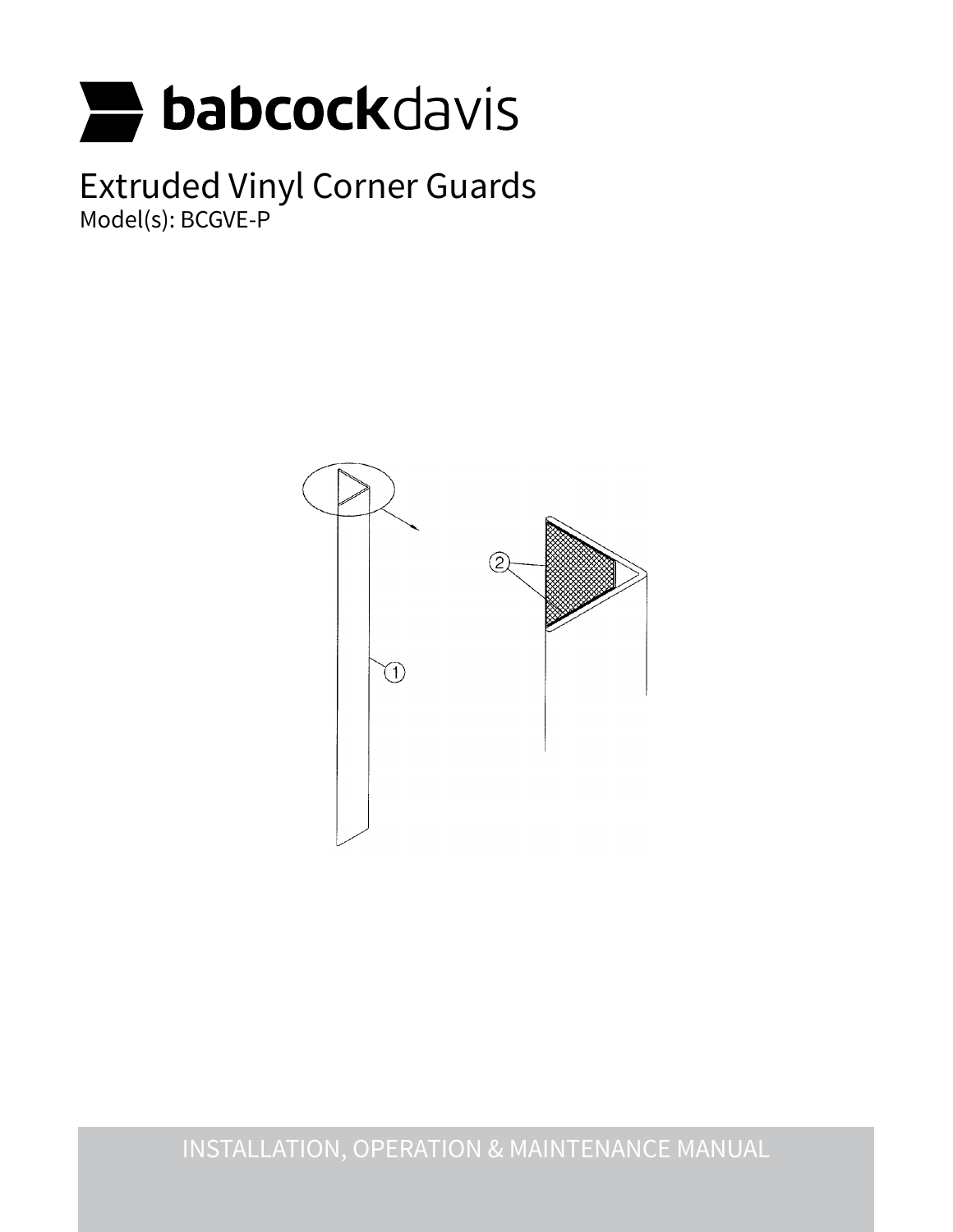babcockdavis

# Extruded Vinyl Corner Guards

Model(s): BCGVE-P

INSTALLATION, OPERATION & MAINTENANCE MANUAL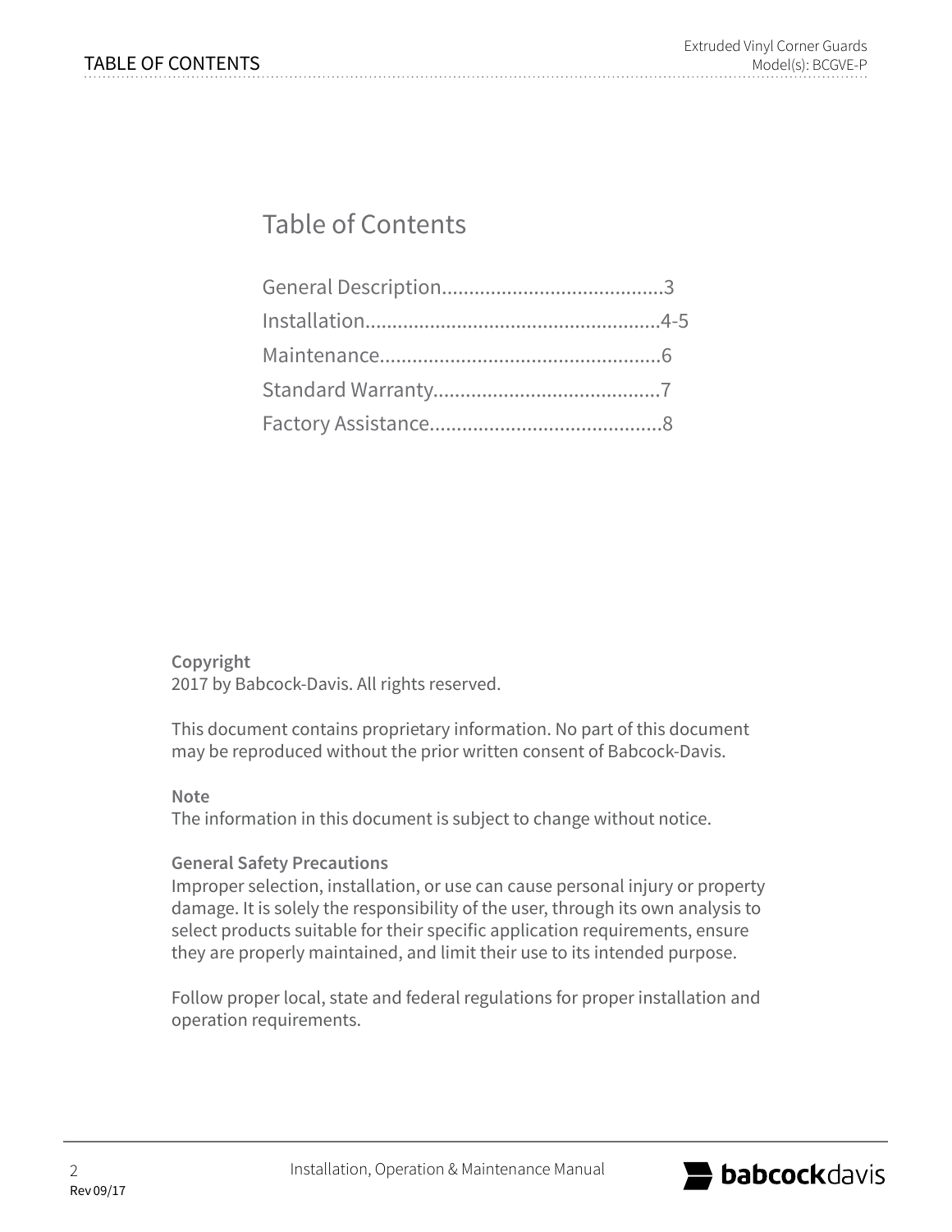# Table of Contents

General Description........................................3
Installation......................................................4-5
Maintenance...................................................6
Standard Warranty.........................................7
Factory Assistance..........................................8

**Copyright**
2017 by Babcock-Davis. All rights reserved.

This document contains proprietary information. No part of this document may be reproduced without the prior written consent of Babcock-Davis.

**Note**
The information in this document is subject to change without notice.

**General Safety Precautions**
Improper selection, installation, or use can cause personal injury or property damage. It is solely the responsibility of the user, through its own analysis to select products suitable for their specific application requirements, ensure they are properly maintained, and limit their use to its intended purpose.

Follow proper local, state and federal regulations for proper installation and operation requirements.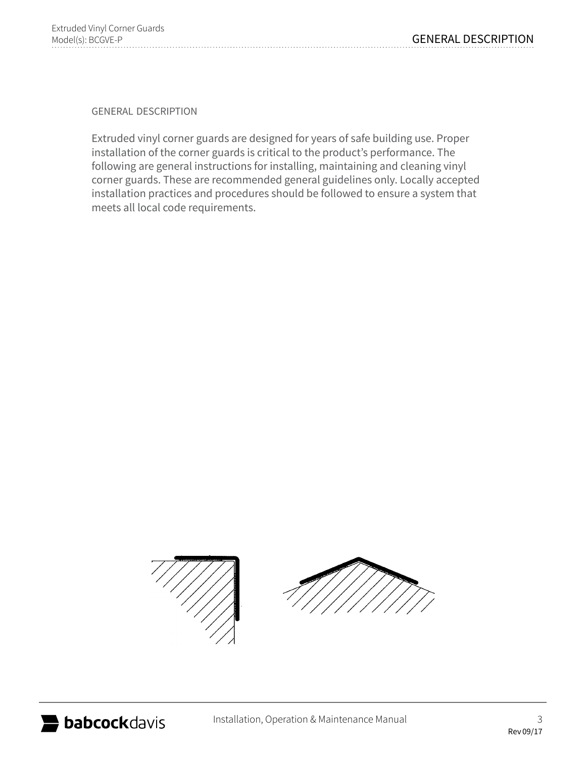## GENERAL DESCRIPTION

Extruded vinyl corner guards are designed for years of safe building use. Proper installation of the corner guards is critical to the product's performance. The following are general instructions for installing, maintaining and cleaning vinyl corner guards. These are recommended general guidelines only. Locally accepted installation practices and procedures should be followed to ensure a system that meets all local code requirements.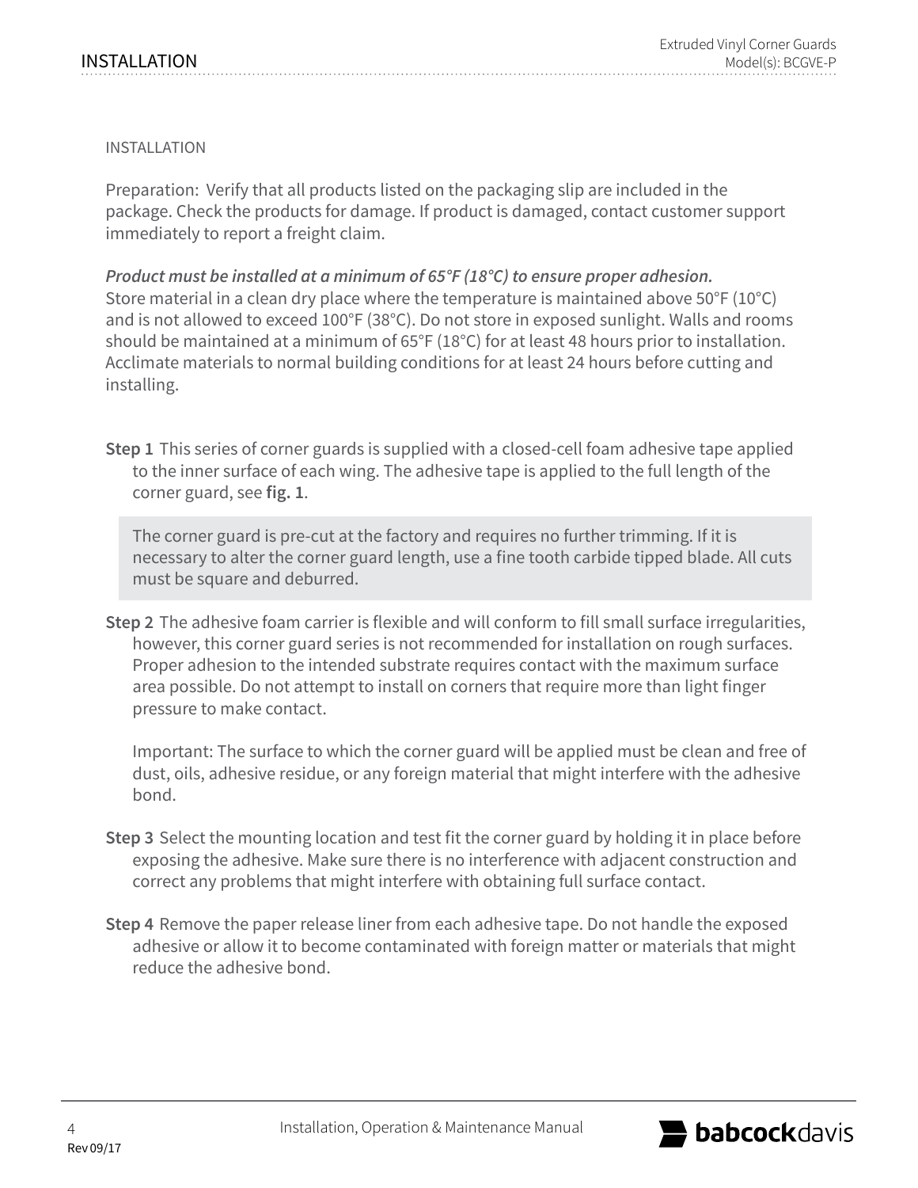## INSTALLATION

Preparation: Verify that all products listed on the packaging slip are included in the package. Check the products for damage. If product is damaged, contact customer support immediately to report a freight claim.

***Product must be installed at a minimum of 65°F (18°C) to ensure proper adhesion.***
Store material in a clean dry place where the temperature is maintained above 50°F (10°C) and is not allowed to exceed 100°F (38°C). Do not store in exposed sunlight. Walls and rooms should be maintained at a minimum of 65°F (18°C) for at least 48 hours prior to installation. Acclimate materials to normal building conditions for at least 24 hours before cutting and installing.

**Step 1** This series of corner guards is supplied with a closed-cell foam adhesive tape applied to the inner surface of each wing. The adhesive tape is applied to the full length of the corner guard, see **fig. 1**.

> The corner guard is pre-cut at the factory and requires no further trimming. If it is necessary to alter the corner guard length, use a fine tooth carbide tipped blade. All cuts must be square and deburred.

**Step 2** The adhesive foam carrier is flexible and will conform to fill small surface irregularities, however, this corner guard series is not recommended for installation on rough surfaces. Proper adhesion to the intended substrate requires contact with the maximum surface area possible. Do not attempt to install on corners that require more than light finger pressure to make contact.

Important: The surface to which the corner guard will be applied must be clean and free of dust, oils, adhesive residue, or any foreign material that might interfere with the adhesive bond.

**Step 3** Select the mounting location and test fit the corner guard by holding it in place before exposing the adhesive. Make sure there is no interference with adjacent construction and correct any problems that might interfere with obtaining full surface contact.

**Step 4** Remove the paper release liner from each adhesive tape. Do not handle the exposed adhesive or allow it to become contaminated with foreign matter or materials that might reduce the adhesive bond.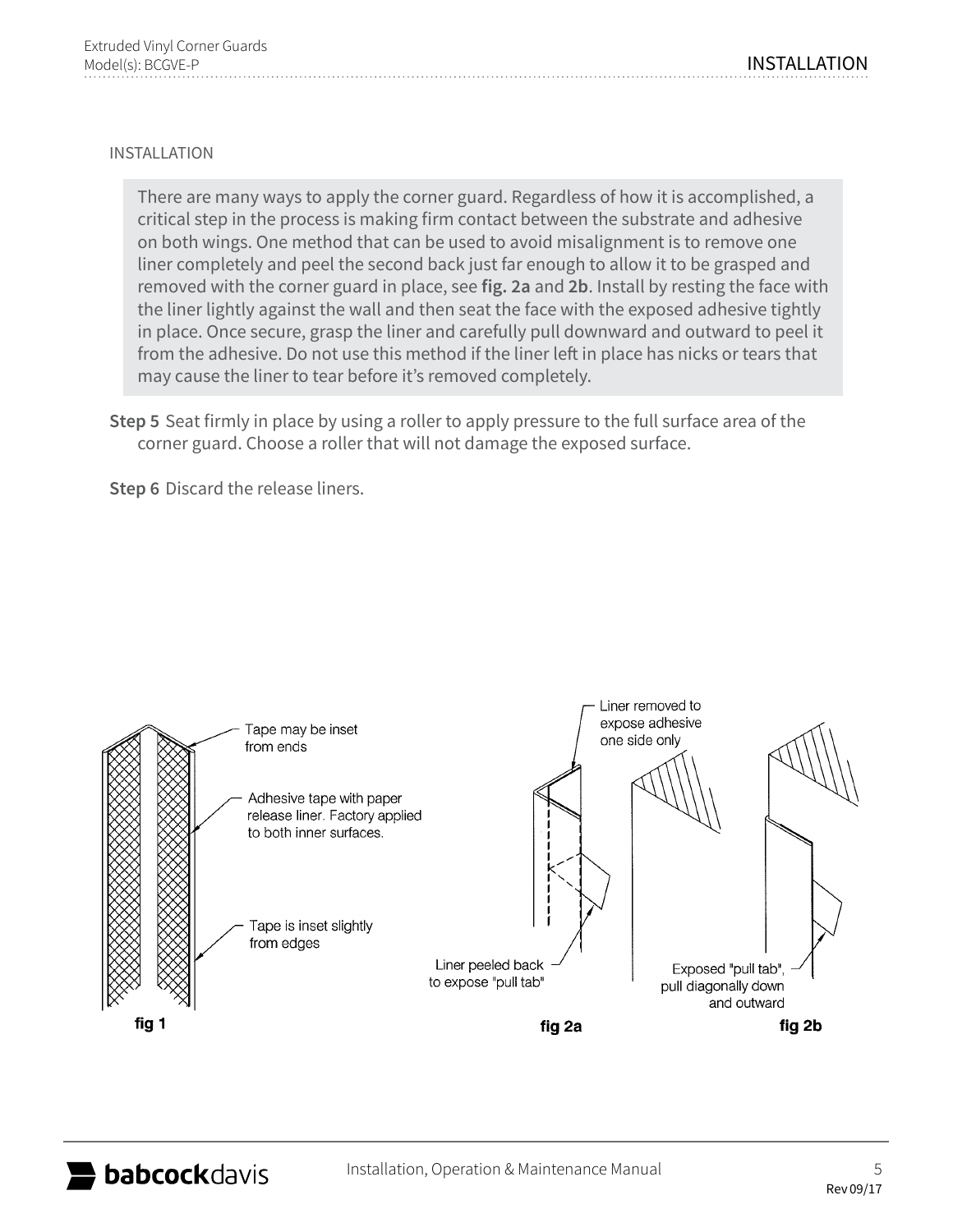## INSTALLATION

> There are many ways to apply the corner guard. Regardless of how it is accomplished, a critical step in the process is making firm contact between the substrate and adhesive on both wings. One method that can be used to avoid misalignment is to remove one liner completely and peel the second back just far enough to allow it to be grasped and removed with the corner guard in place, see **fig. 2a** and **2b**. Install by resting the face with the liner lightly against the wall and then seat the face with the exposed adhesive tightly in place. Once secure, grasp the liner and carefully pull downward and outward to peel it from the adhesive. Do not use this method if the liner left in place has nicks or tears that may cause the liner to tear before it's removed completely.

**Step 5** Seat firmly in place by using a roller to apply pressure to the full surface area of the corner guard. Choose a roller that will not damage the exposed surface.

**Step 6** Discard the release liners.

Tape may be inset from ends

Adhesive tape with paper release liner. Factory applied to both inner surfaces.

Tape is inset slightly from edges

**fig 1**

Liner removed to expose adhesive one side only

Liner peeled back to expose "pull tab"

**fig 2a**

Exposed "pull tab", pull diagonally down and outward

**fig 2b**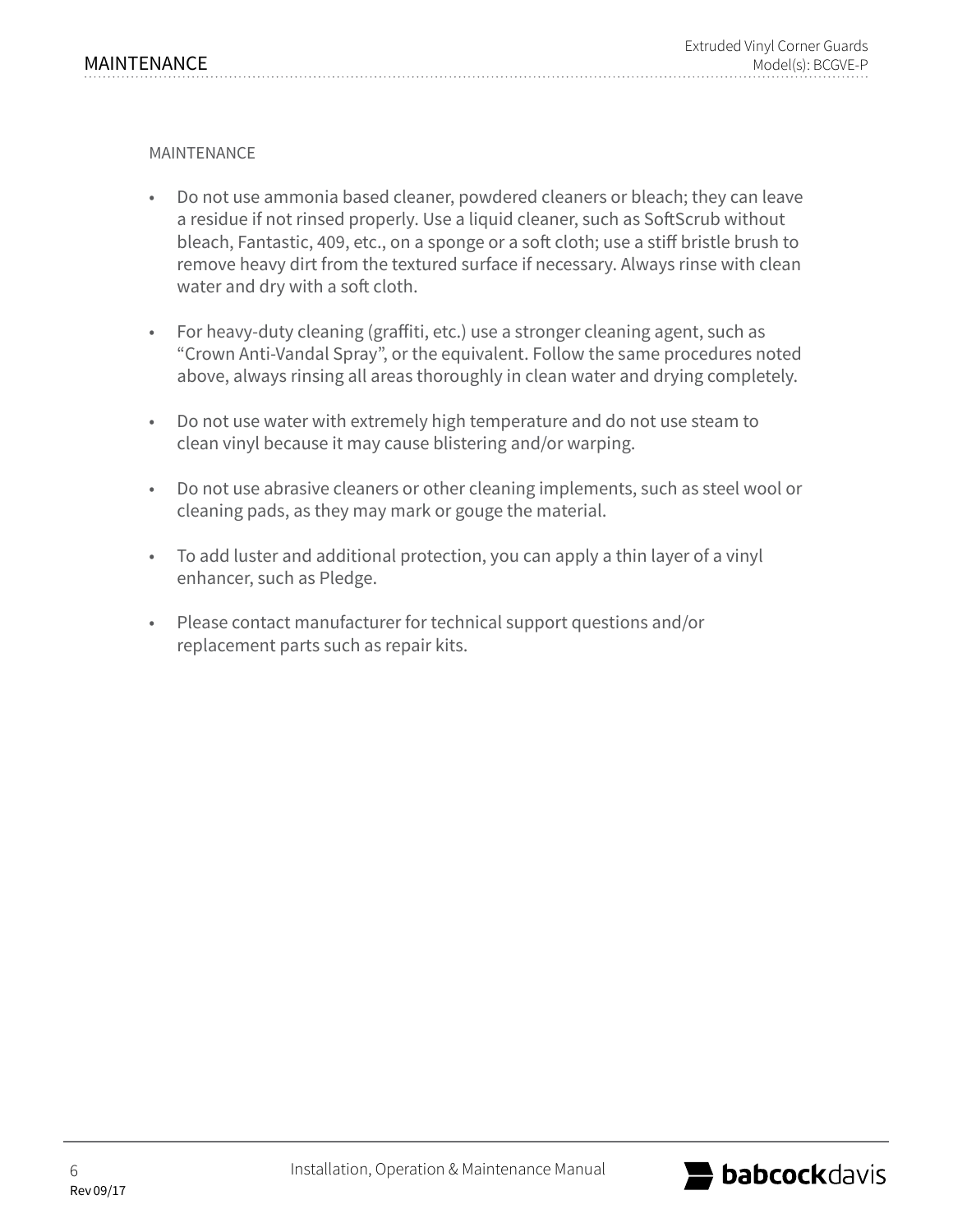## MAINTENANCE

- Do not use ammonia based cleaner, powdered cleaners or bleach; they can leave a residue if not rinsed properly. Use a liquid cleaner, such as SoftScrub without bleach, Fantastic, 409, etc., on a sponge or a soft cloth; use a stiff bristle brush to remove heavy dirt from the textured surface if necessary. Always rinse with clean water and dry with a soft cloth.
- For heavy-duty cleaning (graffiti, etc.) use a stronger cleaning agent, such as "Crown Anti-Vandal Spray", or the equivalent. Follow the same procedures noted above, always rinsing all areas thoroughly in clean water and drying completely.
- Do not use water with extremely high temperature and do not use steam to clean vinyl because it may cause blistering and/or warping.
- Do not use abrasive cleaners or other cleaning implements, such as steel wool or cleaning pads, as they may mark or gouge the material.
- To add luster and additional protection, you can apply a thin layer of a vinyl enhancer, such as Pledge.
- Please contact manufacturer for technical support questions and/or replacement parts such as repair kits.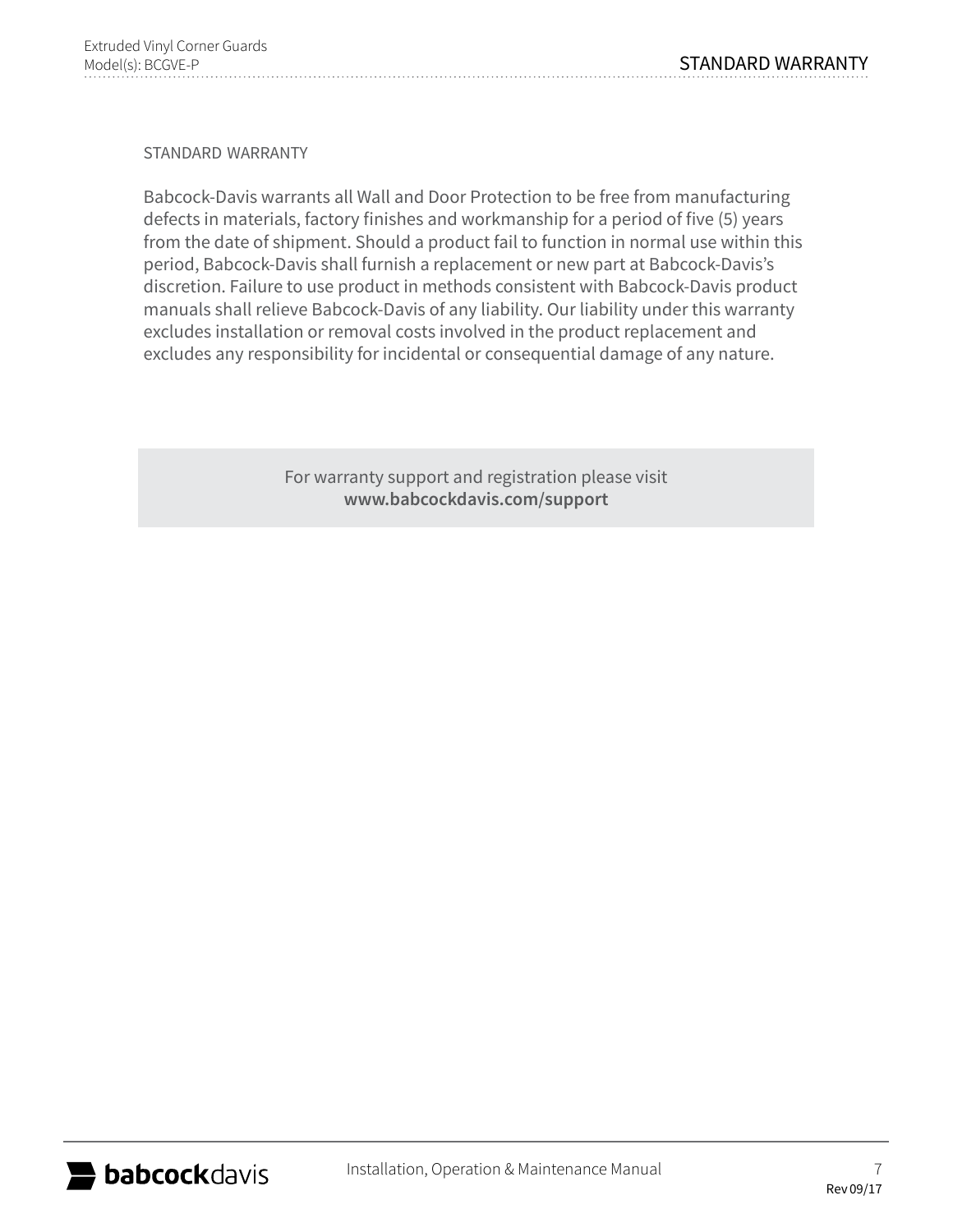## STANDARD WARRANTY

Babcock-Davis warrants all Wall and Door Protection to be free from manufacturing defects in materials, factory finishes and workmanship for a period of five (5) years from the date of shipment. Should a product fail to function in normal use within this period, Babcock-Davis shall furnish a replacement or new part at Babcock-Davis's discretion. Failure to use product in methods consistent with Babcock-Davis product manuals shall relieve Babcock-Davis of any liability. Our liability under this warranty excludes installation or removal costs involved in the product replacement and excludes any responsibility for incidental or consequential damage of any nature.

For warranty support and registration please visit
**www.babcockdavis.com/support**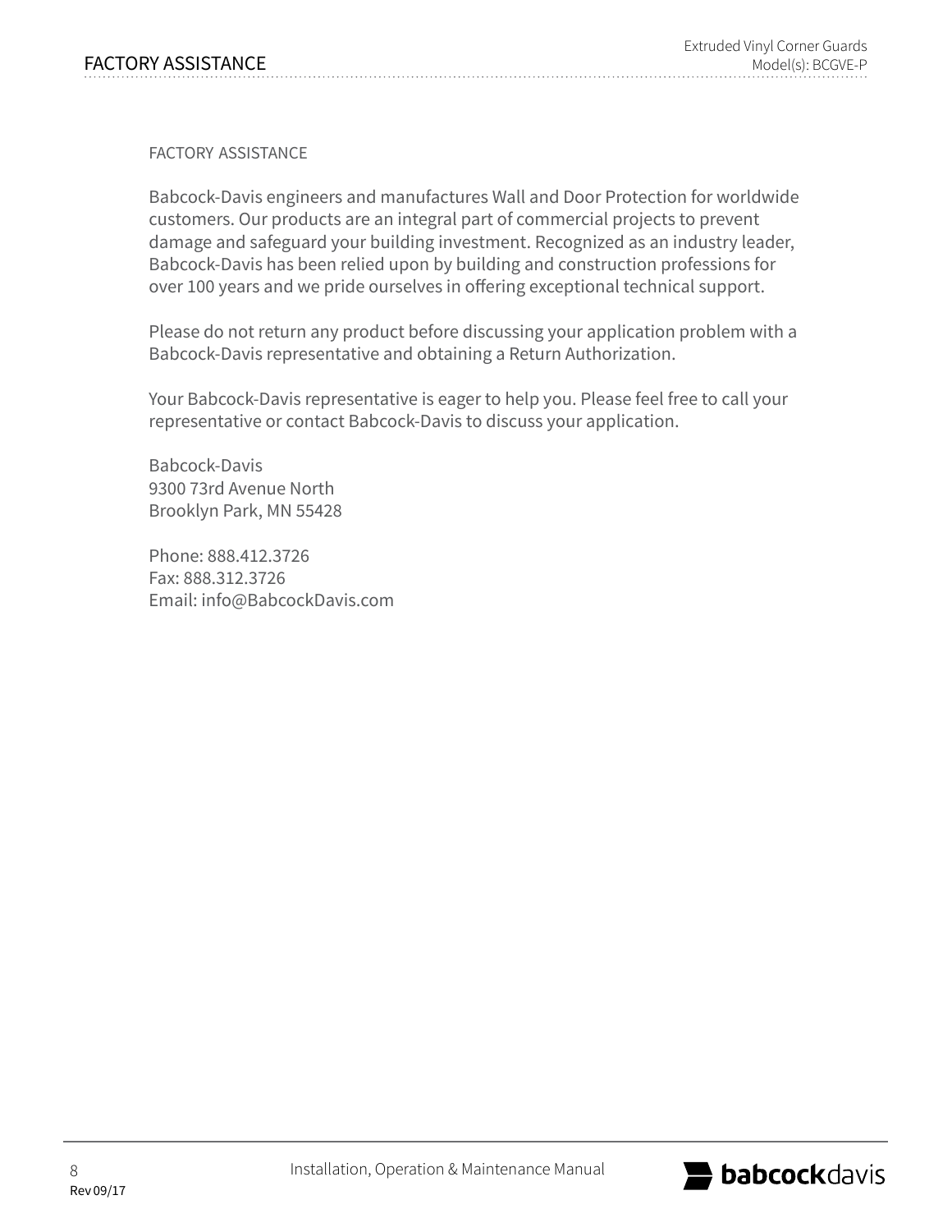# FACTORY ASSISTANCE

Babcock-Davis engineers and manufactures Wall and Door Protection for worldwide customers. Our products are an integral part of commercial projects to prevent damage and safeguard your building investment. Recognized as an industry leader, Babcock-Davis has been relied upon by building and construction professions for over 100 years and we pride ourselves in offering exceptional technical support.

Please do not return any product before discussing your application problem with a Babcock-Davis representative and obtaining a Return Authorization.

Your Babcock-Davis representative is eager to help you. Please feel free to call your representative or contact Babcock-Davis to discuss your application.

Babcock-Davis
9300 73rd Avenue North
Brooklyn Park, MN 55428

Phone: 888.412.3726
Fax: 888.312.3726
Email: info@BabcockDavis.com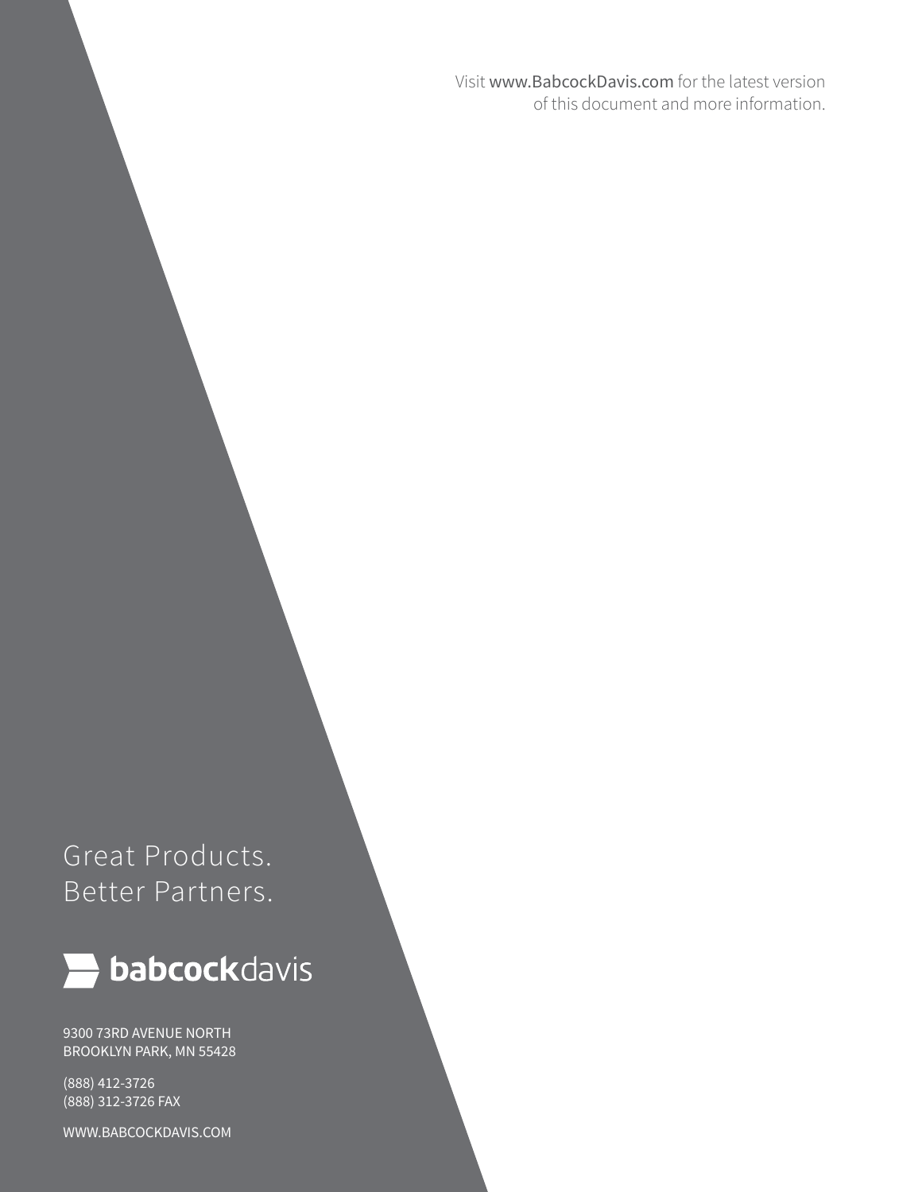Visit www.BabcockDavis.com for the latest version of this document and more information.

Great Products.
Better Partners.

babcockdavis

9300 73RD AVENUE NORTH
BROOKLYN PARK, MN 55428

(888) 412-3726
(888) 312-3726 FAX

WWW.BABCOCKDAVIS.COM